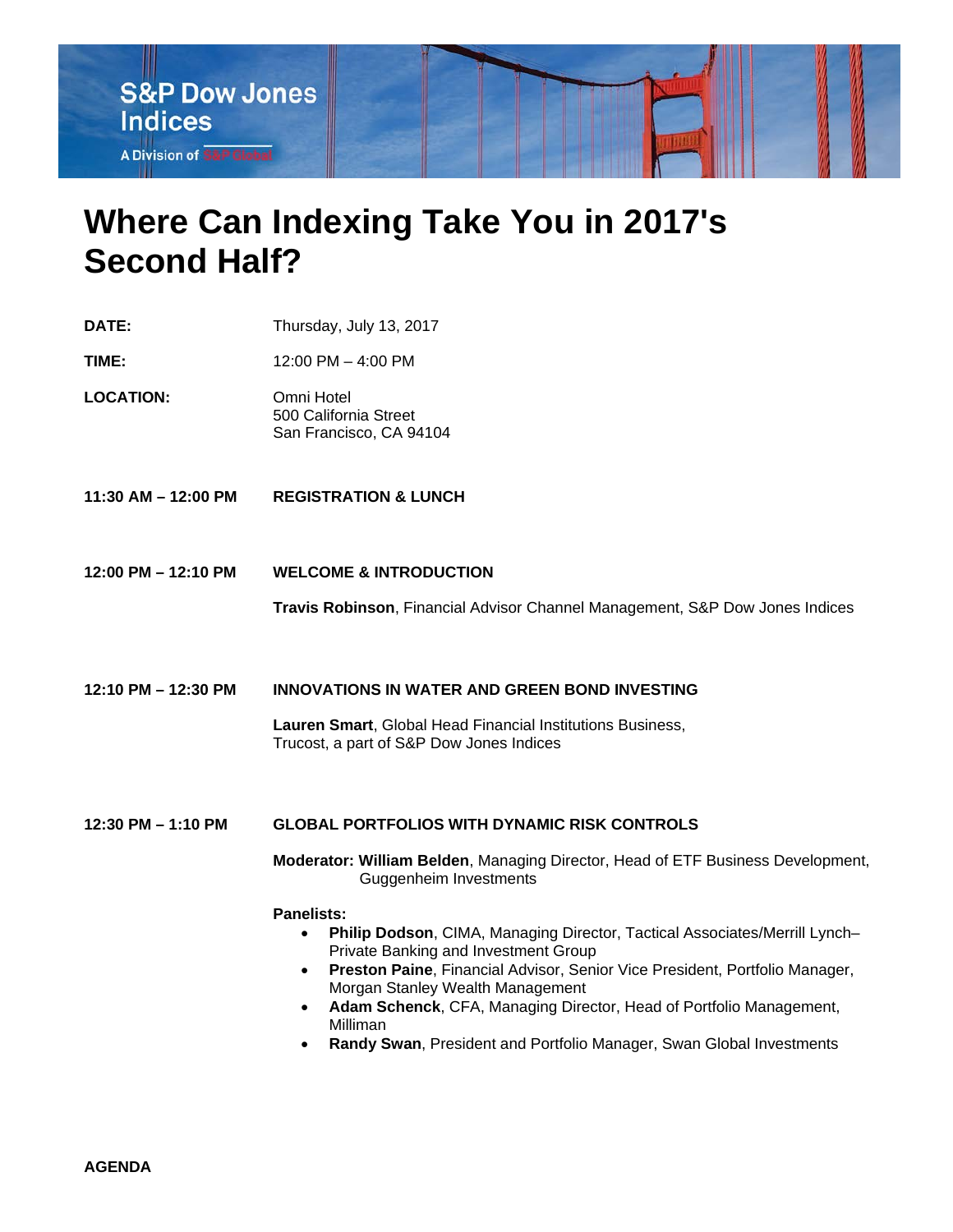S&P Dow Jones Indices

A Division of S&P Global

# Where Can Indexing Take You in 2017's Second Half?

**DATE:** Thursday, July 13, 2017

**TIME:** 12:00 PM – 4:00 PM

**LOCATION:** Omni Hotel
500 California Street
San Francisco, CA 94104

**11:30 AM – 12:00 PM** **REGISTRATION & LUNCH**

**12:00 PM – 12:10 PM** **WELCOME & INTRODUCTION**

**Travis Robinson**, Financial Advisor Channel Management, S&P Dow Jones Indices

**12:10 PM – 12:30 PM** **INNOVATIONS IN WATER AND GREEN BOND INVESTING**

**Lauren Smart**, Global Head Financial Institutions Business, Trucost, a part of S&P Dow Jones Indices

**12:30 PM – 1:10 PM** **GLOBAL PORTFOLIOS WITH DYNAMIC RISK CONTROLS**

**Moderator: William Belden**, Managing Director, Head of ETF Business Development, Guggenheim Investments

**Panelists:**

- **Philip Dodson**, CIMA, Managing Director, Tactical Associates/Merrill Lynch–Private Banking and Investment Group
- **Preston Paine**, Financial Advisor, Senior Vice President, Portfolio Manager, Morgan Stanley Wealth Management
- **Adam Schenck**, CFA, Managing Director, Head of Portfolio Management, Milliman
- **Randy Swan**, President and Portfolio Manager, Swan Global Investments

**AGENDA**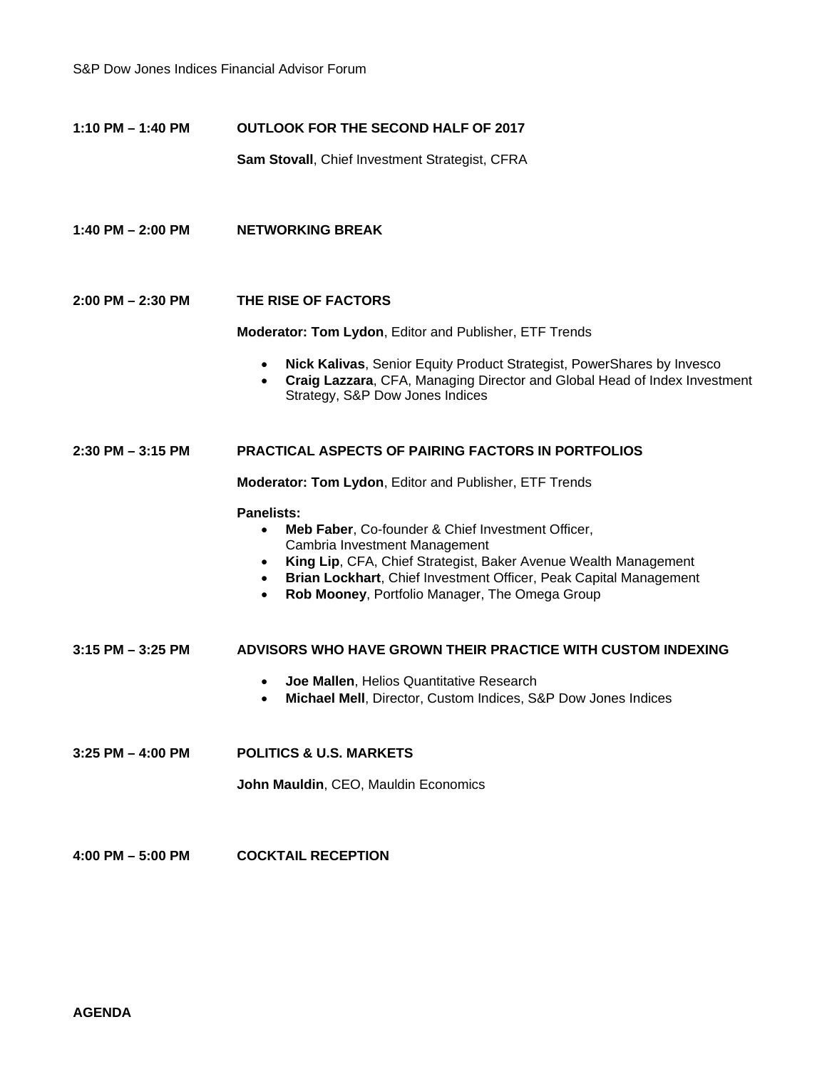**1:10 PM – 1:40 PM** **OUTLOOK FOR THE SECOND HALF OF 2017**

**Sam Stovall**, Chief Investment Strategist, CFRA

**1:40 PM – 2:00 PM** **NETWORKING BREAK**

**2:00 PM – 2:30 PM** **THE RISE OF FACTORS**

**Moderator: Tom Lydon**, Editor and Publisher, ETF Trends

- **Nick Kalivas**, Senior Equity Product Strategist, PowerShares by Invesco
- **Craig Lazzara**, CFA, Managing Director and Global Head of Index Investment Strategy, S&P Dow Jones Indices

**2:30 PM – 3:15 PM** **PRACTICAL ASPECTS OF PAIRING FACTORS IN PORTFOLIOS**

**Moderator: Tom Lydon**, Editor and Publisher, ETF Trends

**Panelists:**

- **Meb Faber**, Co-founder & Chief Investment Officer, Cambria Investment Management
- **King Lip**, CFA, Chief Strategist, Baker Avenue Wealth Management
- **Brian Lockhart**, Chief Investment Officer, Peak Capital Management
- **Rob Mooney**, Portfolio Manager, The Omega Group

**3:15 PM – 3:25 PM** **ADVISORS WHO HAVE GROWN THEIR PRACTICE WITH CUSTOM INDEXING**

- **Joe Mallen**, Helios Quantitative Research
- **Michael Mell**, Director, Custom Indices, S&P Dow Jones Indices

**3:25 PM – 4:00 PM** **POLITICS & U.S. MARKETS**

**John Mauldin**, CEO, Mauldin Economics

**4:00 PM – 5:00 PM** **COCKTAIL RECEPTION**